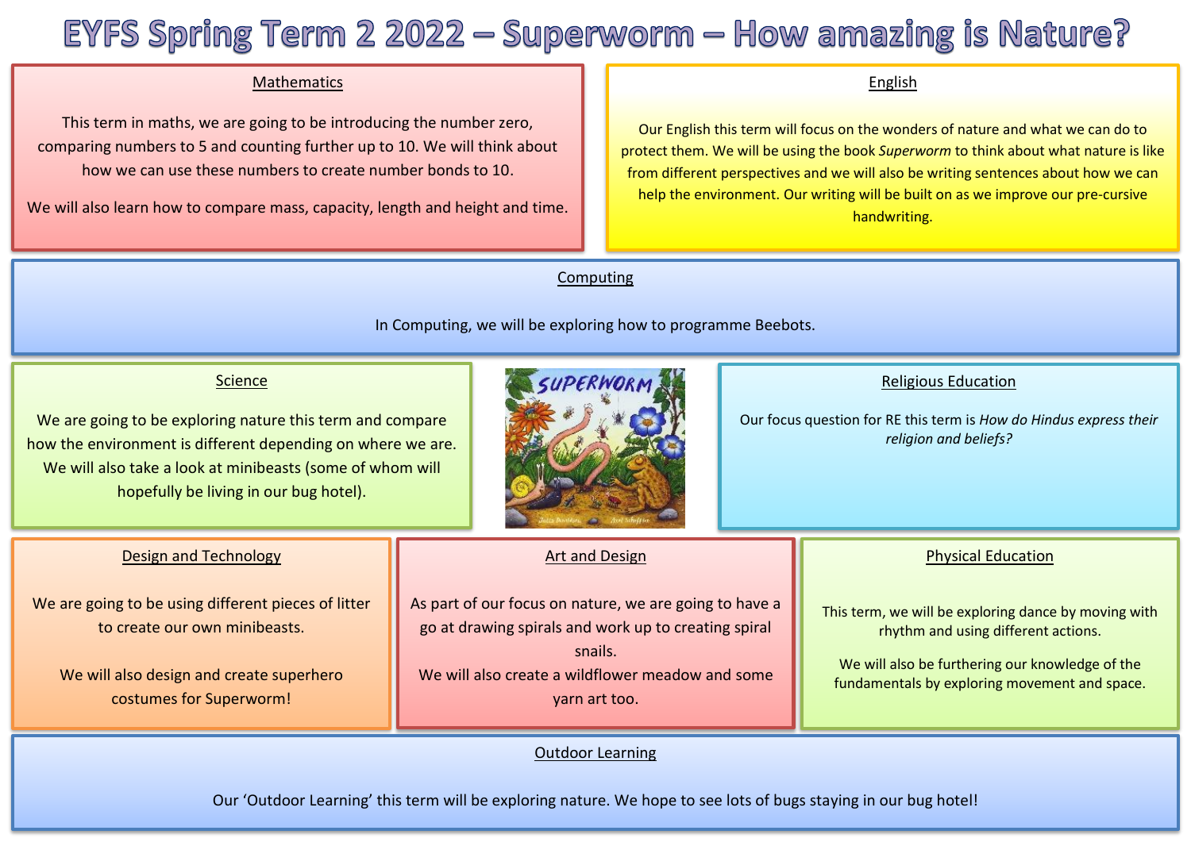# EYFS Spring Term 2 2022 – Superworm – How amazing is Nature?

## Mathematics

This term in maths, we are going to be introducing the number zero, comparing numbers to 5 and counting further up to 10. We will think about how we can use these numbers to create number bonds to 10.

We will also learn how to compare mass, capacity, length and height and time.

## English

Our English this term will focus on the wonders of nature and what we can do to protect them. We will be using the book *Superworm* to think about what nature is like from different perspectives and we will also be writing sentences about how we can help the environment. Our writing will be built on as we improve our pre-cursive handwriting.

## Computing

In Computing, we will be exploring how to programme Beebots.

## Science

We are going to be exploring nature this term and compare how the environment is different depending on where we are. We will also take a look at minibeasts (some of whom will hopefully be living in our bug hotel).

## Religious Education

Our focus question for RE this term is *How do Hindus express their religion and beliefs?*

## Design and Technology

We are going to be using different pieces of litter to create our own minibeasts.

We will also design and create superhero costumes for Superworm!

## Art and Design

As part of our focus on nature, we are going to have a go at drawing spirals and work up to creating spiral snails.

We will also create a wildflower meadow and some yarn art too.

## Physical Education

This term, we will be exploring dance by moving with rhythm and using different actions.

We will also be furthering our knowledge of the fundamentals by exploring movement and space.

## Outdoor Learning

Our 'Outdoor Learning' this term will be exploring nature. We hope to see lots of bugs staying in our bug hotel!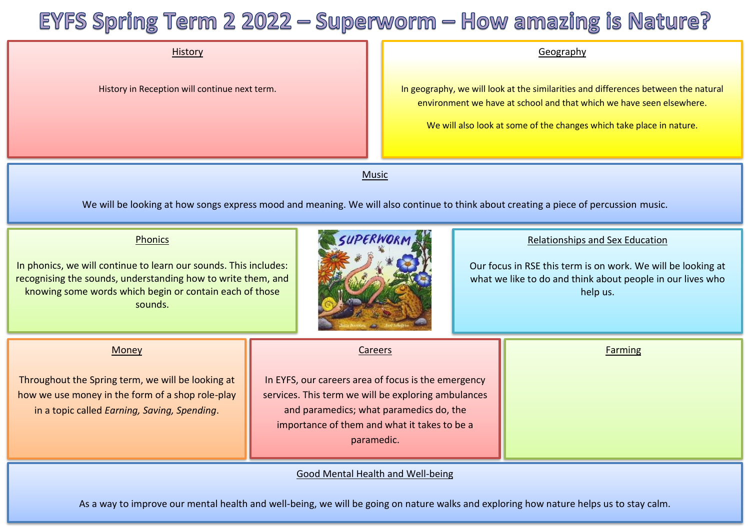# EYFS Spring Term 2 2022 – Superworm – How amazing is Nature?

## History

History in Reception will continue next term.

## Geography

In geography, we will look at the similarities and differences between the natural environment we have at school and that which we have seen elsewhere.

We will also look at some of the changes which take place in nature.

## Music

We will be looking at how songs express mood and meaning. We will also continue to think about creating a piece of percussion music.

## Phonics

In phonics, we will continue to learn our sounds. This includes: recognising the sounds, understanding how to write them, and knowing some words which begin or contain each of those sounds.

## Relationships and Sex Education

Our focus in RSE this term is on work. We will be looking at what we like to do and think about people in our lives who help us.

## Money

Throughout the Spring term, we will be looking at how we use money in the form of a shop role-play in a topic called *Earning, Saving, Spending*.

## Careers

In EYFS, our careers area of focus is the emergency services. This term we will be exploring ambulances and paramedics; what paramedics do, the importance of them and what it takes to be a paramedic.

## Farming

## Good Mental Health and Well-being

As a way to improve our mental health and well-being, we will be going on nature walks and exploring how nature helps us to stay calm.